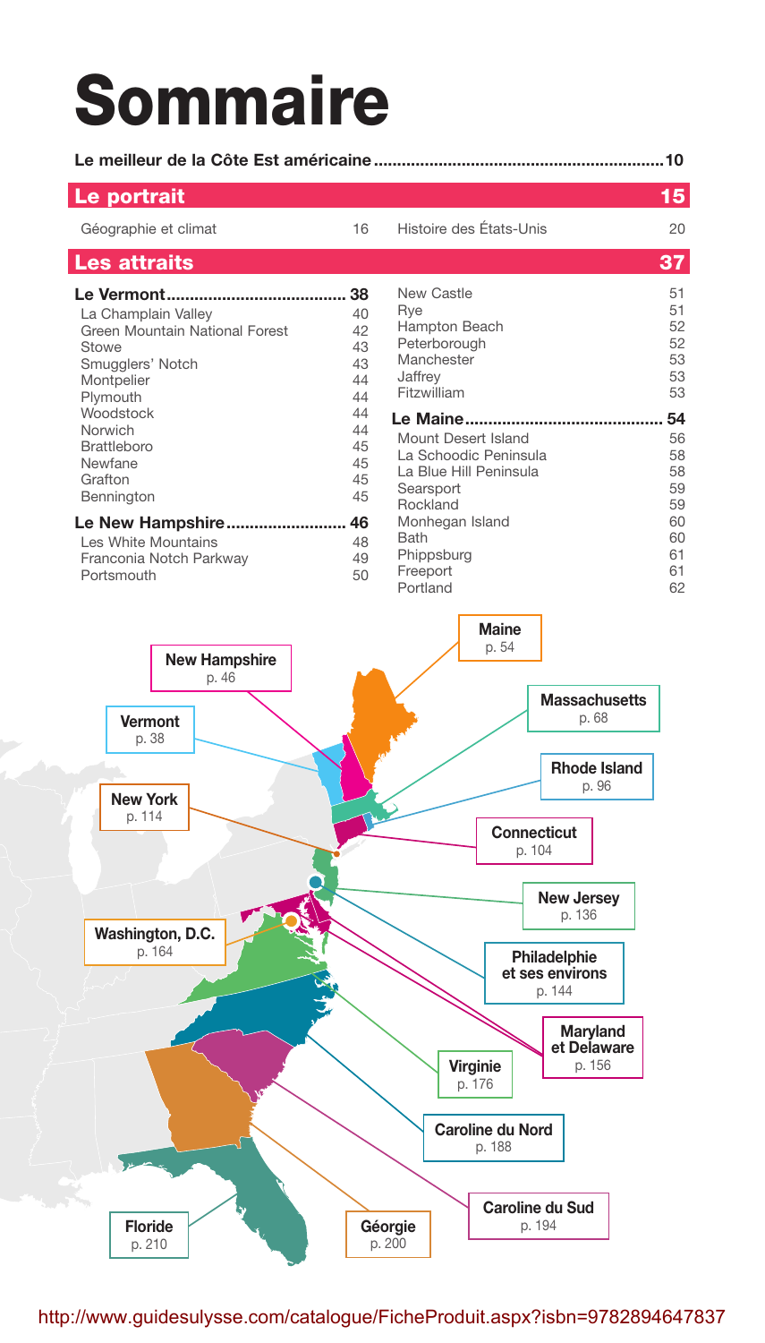# Sommaire

**Le meilleur de la Côte Est américaine** ........ **10**

## Le portrait — 15

| | |
|---|---|
| Géographie et climat | 16 |
| Histoire des États-Unis | 20 |

## Les attraits — 37

**Le Vermont** ........ **38**

| | |
|---|---|
| La Champlain Valley | 40 |
| Green Mountain National Forest | 42 |
| Stowe | 43 |
| Smugglers' Notch | 43 |
| Montpelier | 44 |
| Plymouth | 44 |
| Woodstock | 44 |
| Norwich | 44 |
| Brattleboro | 45 |
| Newfane | 45 |
| Grafton | 45 |
| Bennington | 45 |

**Le New Hampshire** ........ **46**

| | |
|---|---|
| Les White Mountains | 48 |
| Franconia Notch Parkway | 49 |
| Portsmouth | 50 |
| New Castle | 51 |
| Rye | 51 |
| Hampton Beach | 52 |
| Peterborough | 52 |
| Manchester | 53 |
| Jaffrey | 53 |
| Fitzwilliam | 53 |

**Le Maine** ........ **54**

| | |
|---|---|
| Mount Desert Island | 56 |
| La Schoodic Peninsula | 58 |
| La Blue Hill Peninsula | 58 |
| Searsport | 59 |
| Rockland | 59 |
| Monhegan Island | 60 |
| Bath | 60 |
| Phippsburg | 61 |
| Freeport | 61 |
| Portland | 62 |

**Maine** p. 54
**New Hampshire** p. 46
**Vermont** p. 38
**Massachusetts** p. 68
**Rhode Island** p. 96
**New York** p. 114
**Connecticut** p. 104
**New Jersey** p. 136
**Washington, D.C.** p. 164
**Philadelphie et ses environs** p. 144
**Maryland et Delaware** p. 156
**Virginie** p. 176
**Caroline du Nord** p. 188
**Caroline du Sud** p. 194
**Floride** p. 210
**Géorgie** p. 200

http://www.guidesulysse.com/catalogue/FicheProduit.aspx?isbn=9782894647837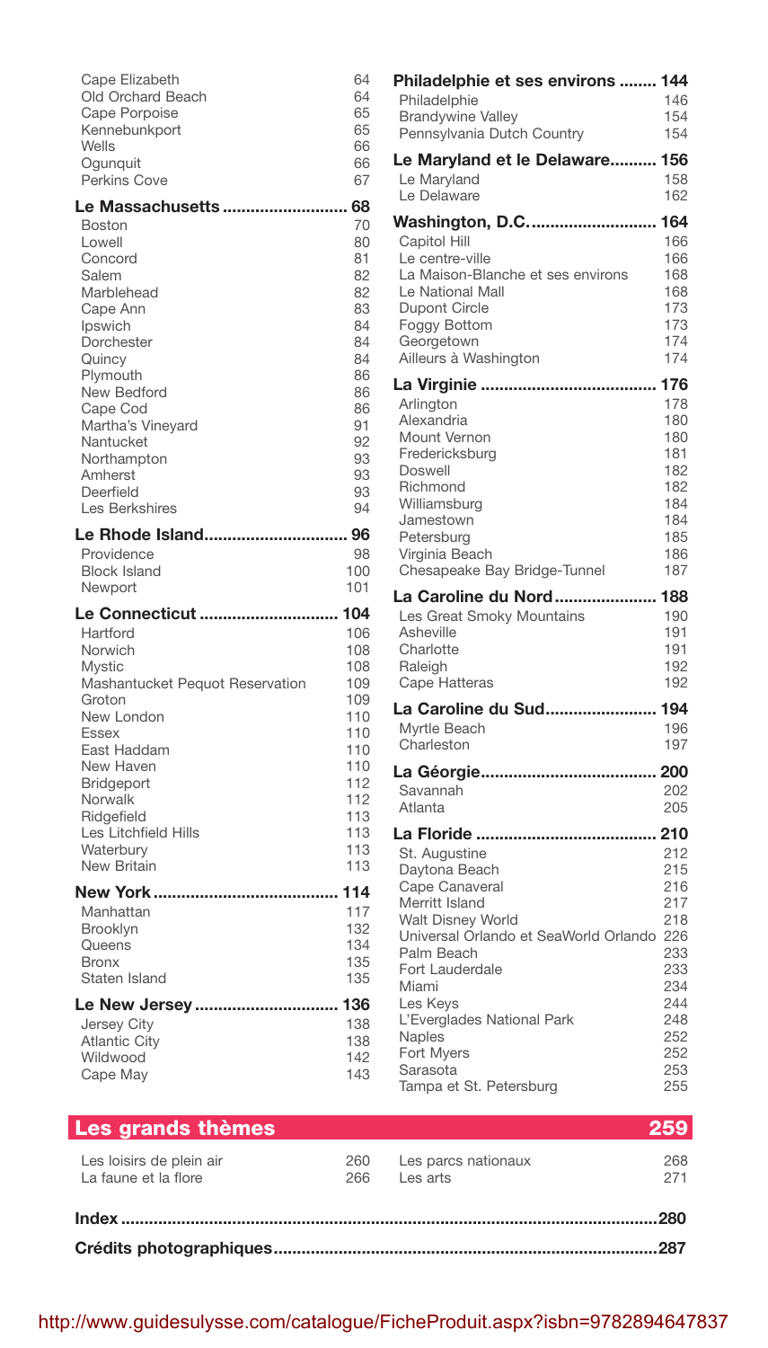Cape Elizabeth 64
Old Orchard Beach 64
Cape Porpoise 65
Kennebunkport 65
Wells 66
Ogunquit 66
Perkins Cove 67

**Le Massachusetts ........................... 68**

Boston 70
Lowell 80
Concord 81
Salem 82
Marblehead 82
Cape Ann 83
Ipswich 84
Dorchester 84
Quincy 84
Plymouth 86
New Bedford 86
Cape Cod 86
Martha's Vineyard 91
Nantucket 92
Northampton 93
Amherst 93
Deerfield 93
Les Berkshires 94

**Le Rhode Island............................... 96**

Providence 98
Block Island 100
Newport 101

**Le Connecticut .............................. 104**

Hartford 106
Norwich 108
Mystic 108
Mashantucket Pequot Reservation 109
Groton 109
New London 110
Essex 110
East Haddam 110
New Haven 110
Bridgeport 112
Norwalk 112
Ridgefield 113
Les Litchfield Hills 113
Waterbury 113
New Britain 113

**New York....................................... 114**

Manhattan 117
Brooklyn 132
Queens 134
Bronx 135
Staten Island 135

**Le New Jersey ............................... 136**

Jersey City 138
Atlantic City 138
Wildwood 142
Cape May 143

**Philadelphie et ses environs ........ 144**

Philadelphie 146
Brandywine Valley 154
Pennsylvania Dutch Country 154

**Le Maryland et le Delaware.......... 156**

Le Maryland 158
Le Delaware 162

**Washington, D.C............................ 164**

Capitol Hill 166
Le centre-ville 166
La Maison-Blanche et ses environs 168
Le National Mall 168
Dupont Circle 173
Foggy Bottom 173
Georgetown 174
Ailleurs à Washington 174

**La Virginie ...................................... 176**

Arlington 178
Alexandria 180
Mount Vernon 180
Fredericksburg 181
Doswell 182
Richmond 182
Williamsburg 184
Jamestown 184
Petersburg 185
Virginia Beach 186
Chesapeake Bay Bridge-Tunnel 187

**La Caroline du Nord...................... 188**

Les Great Smoky Mountains 190
Asheville 191
Charlotte 191
Raleigh 192
Cape Hatteras 192

**La Caroline du Sud........................ 194**

Myrtle Beach 196
Charleston 197

**La Géorgie...................................... 200**

Savannah 202
Atlanta 205

**La Floride ....................................... 210**

St. Augustine 212
Daytona Beach 215
Cape Canaveral 216
Merritt Island 217
Walt Disney World 218
Universal Orlando et SeaWorld Orlando 226
Palm Beach 233
Fort Lauderdale 233
Miami 234
Les Keys 244
L'Everglades National Park 248
Naples 252
Fort Myers 252
Sarasota 253
Tampa et St. Petersburg 255

## Les grands thèmes 259

Les loisirs de plein air 260
La faune et la flore 266
Les parcs nationaux 268
Les arts 271

**Index ........................................................................................................280**

**Crédits photographiques...............................................................................287**

http://www.guidesulysse.com/catalogue/FicheProduit.aspx?isbn=9782894647837